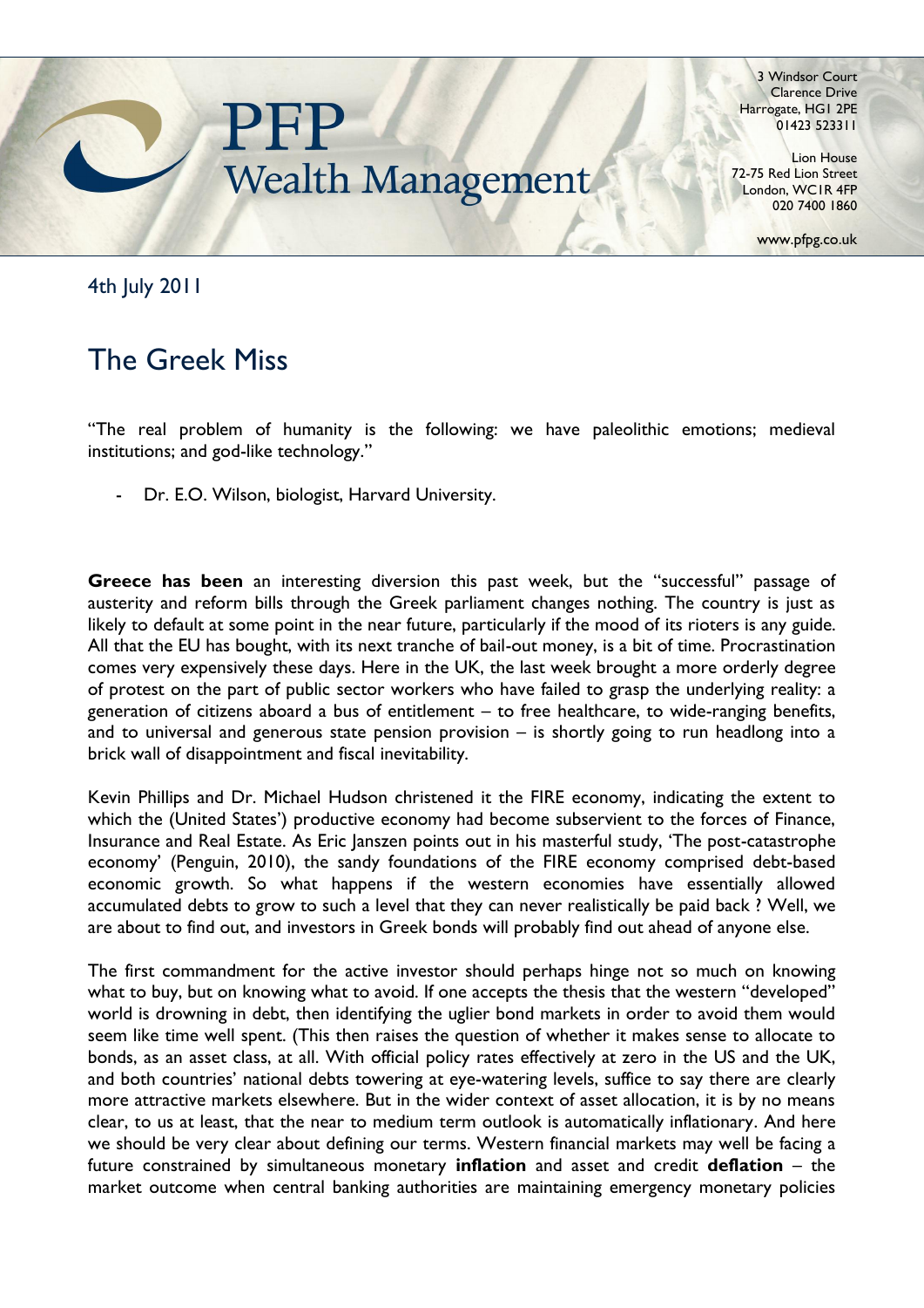# PFP Wealth Management

3 Windsor Court
Clarence Drive
Harrogate, HG1 2PE
01423 523311

Lion House
72-75 Red Lion Street
London, WC1R 4FP
020 7400 1860

www.pfpg.co.uk

4th July 2011

## The Greek Miss

"The real problem of humanity is the following: we have paleolithic emotions; medieval institutions; and god-like technology."

- Dr. E.O. Wilson, biologist, Harvard University.

**Greece has been** an interesting diversion this past week, but the "successful" passage of austerity and reform bills through the Greek parliament changes nothing. The country is just as likely to default at some point in the near future, particularly if the mood of its rioters is any guide. All that the EU has bought, with its next tranche of bail-out money, is a bit of time. Procrastination comes very expensively these days. Here in the UK, the last week brought a more orderly degree of protest on the part of public sector workers who have failed to grasp the underlying reality: a generation of citizens aboard a bus of entitlement – to free healthcare, to wide-ranging benefits, and to universal and generous state pension provision – is shortly going to run headlong into a brick wall of disappointment and fiscal inevitability.

Kevin Phillips and Dr. Michael Hudson christened it the FIRE economy, indicating the extent to which the (United States') productive economy had become subservient to the forces of Finance, Insurance and Real Estate. As Eric Janszen points out in his masterful study, 'The post-catastrophe economy' (Penguin, 2010), the sandy foundations of the FIRE economy comprised debt-based economic growth. So what happens if the western economies have essentially allowed accumulated debts to grow to such a level that they can never realistically be paid back ? Well, we are about to find out, and investors in Greek bonds will probably find out ahead of anyone else.

The first commandment for the active investor should perhaps hinge not so much on knowing what to buy, but on knowing what to avoid. If one accepts the thesis that the western "developed" world is drowning in debt, then identifying the uglier bond markets in order to avoid them would seem like time well spent. (This then raises the question of whether it makes sense to allocate to bonds, as an asset class, at all. With official policy rates effectively at zero in the US and the UK, and both countries' national debts towering at eye-watering levels, suffice to say there are clearly more attractive markets elsewhere. But in the wider context of asset allocation, it is by no means clear, to us at least, that the near to medium term outlook is automatically inflationary. And here we should be very clear about defining our terms. Western financial markets may well be facing a future constrained by simultaneous monetary **inflation** and asset and credit **deflation** – the market outcome when central banking authorities are maintaining emergency monetary policies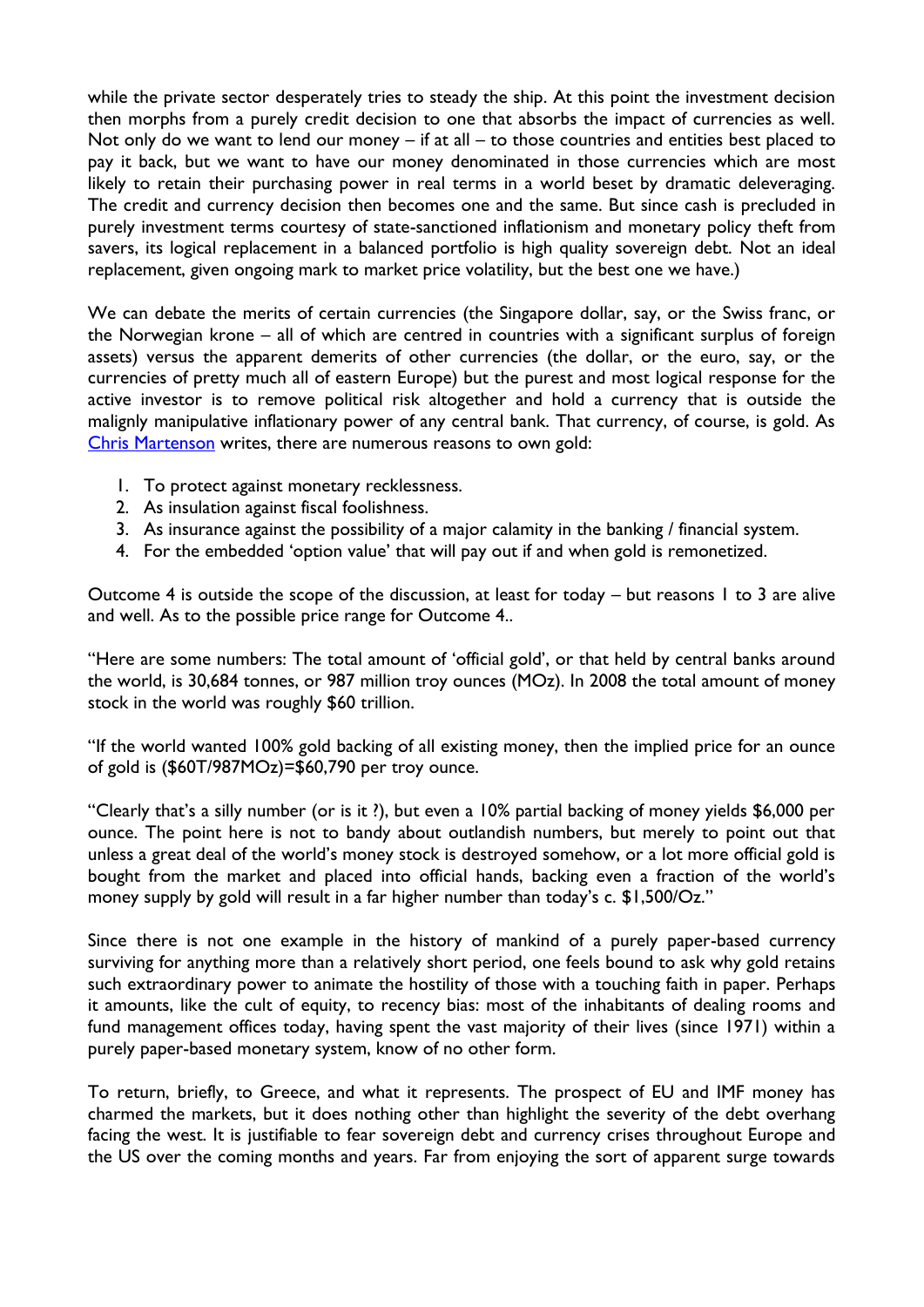while the private sector desperately tries to steady the ship. At this point the investment decision then morphs from a purely credit decision to one that absorbs the impact of currencies as well. Not only do we want to lend our money – if at all – to those countries and entities best placed to pay it back, but we want to have our money denominated in those currencies which are most likely to retain their purchasing power in real terms in a world beset by dramatic deleveraging. The credit and currency decision then becomes one and the same. But since cash is precluded in purely investment terms courtesy of state-sanctioned inflationism and monetary policy theft from savers, its logical replacement in a balanced portfolio is high quality sovereign debt. Not an ideal replacement, given ongoing mark to market price volatility, but the best one we have.)

We can debate the merits of certain currencies (the Singapore dollar, say, or the Swiss franc, or the Norwegian krone – all of which are centred in countries with a significant surplus of foreign assets) versus the apparent demerits of other currencies (the dollar, or the euro, say, or the currencies of pretty much all of eastern Europe) but the purest and most logical response for the active investor is to remove political risk altogether and hold a currency that is outside the malignly manipulative inflationary power of any central bank. That currency, of course, is gold. As Chris Martenson writes, there are numerous reasons to own gold:

1. To protect against monetary recklessness.
2. As insulation against fiscal foolishness.
3. As insurance against the possibility of a major calamity in the banking / financial system.
4. For the embedded 'option value' that will pay out if and when gold is remonetized.

Outcome 4 is outside the scope of the discussion, at least for today – but reasons 1 to 3 are alive and well. As to the possible price range for Outcome 4..

"Here are some numbers: The total amount of 'official gold', or that held by central banks around the world, is 30,684 tonnes, or 987 million troy ounces (MOz). In 2008 the total amount of money stock in the world was roughly $60 trillion.

"If the world wanted 100% gold backing of all existing money, then the implied price for an ounce of gold is ($60T/987MOz)=$60,790 per troy ounce.

"Clearly that's a silly number (or is it ?), but even a 10% partial backing of money yields $6,000 per ounce. The point here is not to bandy about outlandish numbers, but merely to point out that unless a great deal of the world's money stock is destroyed somehow, or a lot more official gold is bought from the market and placed into official hands, backing even a fraction of the world's money supply by gold will result in a far higher number than today's c. $1,500/Oz."

Since there is not one example in the history of mankind of a purely paper-based currency surviving for anything more than a relatively short period, one feels bound to ask why gold retains such extraordinary power to animate the hostility of those with a touching faith in paper. Perhaps it amounts, like the cult of equity, to recency bias: most of the inhabitants of dealing rooms and fund management offices today, having spent the vast majority of their lives (since 1971) within a purely paper-based monetary system, know of no other form.

To return, briefly, to Greece, and what it represents. The prospect of EU and IMF money has charmed the markets, but it does nothing other than highlight the severity of the debt overhang facing the west. It is justifiable to fear sovereign debt and currency crises throughout Europe and the US over the coming months and years. Far from enjoying the sort of apparent surge towards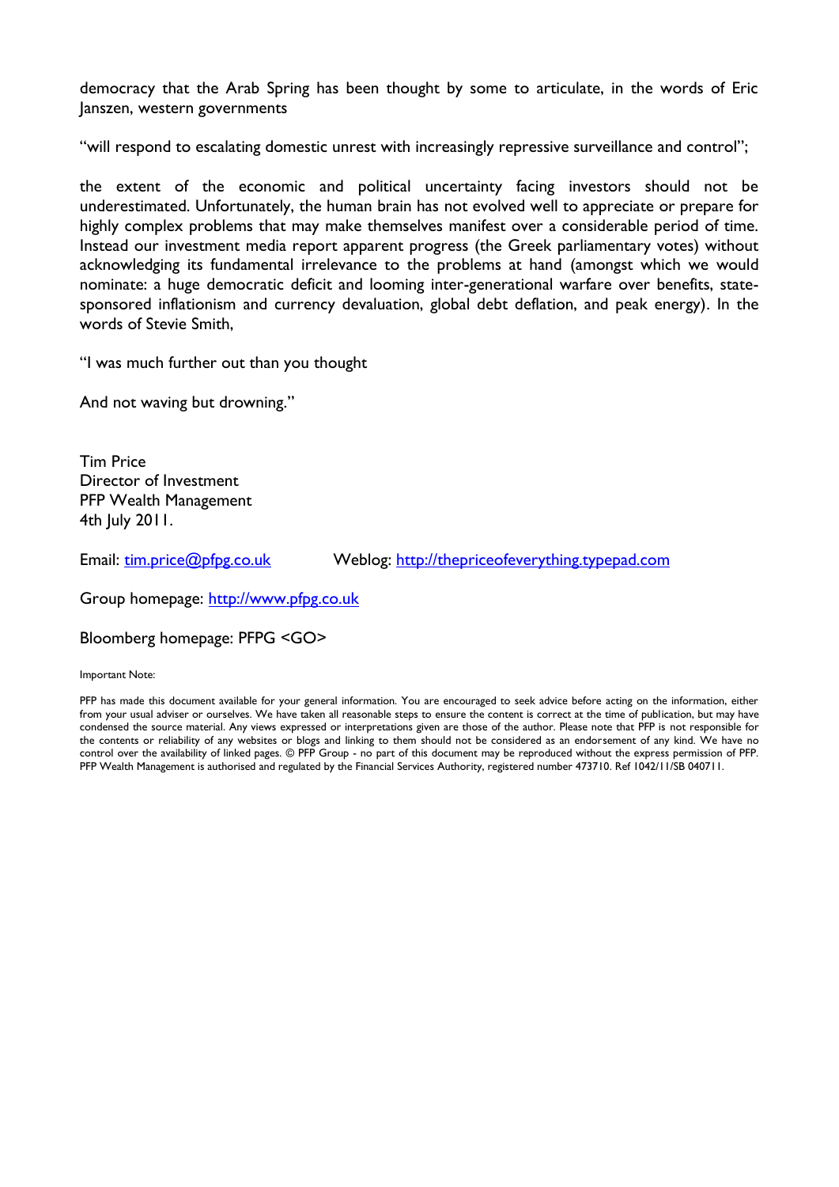democracy that the Arab Spring has been thought by some to articulate, in the words of Eric Janszen, western governments

"will respond to escalating domestic unrest with increasingly repressive surveillance and control";

the extent of the economic and political uncertainty facing investors should not be underestimated. Unfortunately, the human brain has not evolved well to appreciate or prepare for highly complex problems that may make themselves manifest over a considerable period of time. Instead our investment media report apparent progress (the Greek parliamentary votes) without acknowledging its fundamental irrelevance to the problems at hand (amongst which we would nominate: a huge democratic deficit and looming inter-generational warfare over benefits, state-sponsored inflationism and currency devaluation, global debt deflation, and peak energy). In the words of Stevie Smith,

"I was much further out than you thought

And not waving but drowning."

Tim Price
Director of Investment
PFP Wealth Management
4th July 2011.

Email: tim.price@pfpg.co.uk Weblog: http://thepriceofeverything.typepad.com

Group homepage: http://www.pfpg.co.uk

Bloomberg homepage: PFPG <GO>

Important Note:

PFP has made this document available for your general information. You are encouraged to seek advice before acting on the information, either from your usual adviser or ourselves. We have taken all reasonable steps to ensure the content is correct at the time of publication, but may have condensed the source material. Any views expressed or interpretations given are those of the author. Please note that PFP is not responsible for the contents or reliability of any websites or blogs and linking to them should not be considered as an endorsement of any kind. We have no control over the availability of linked pages. © PFP Group - no part of this document may be reproduced without the express permission of PFP. PFP Wealth Management is authorised and regulated by the Financial Services Authority, registered number 473710. Ref 1042/11/SB 040711.